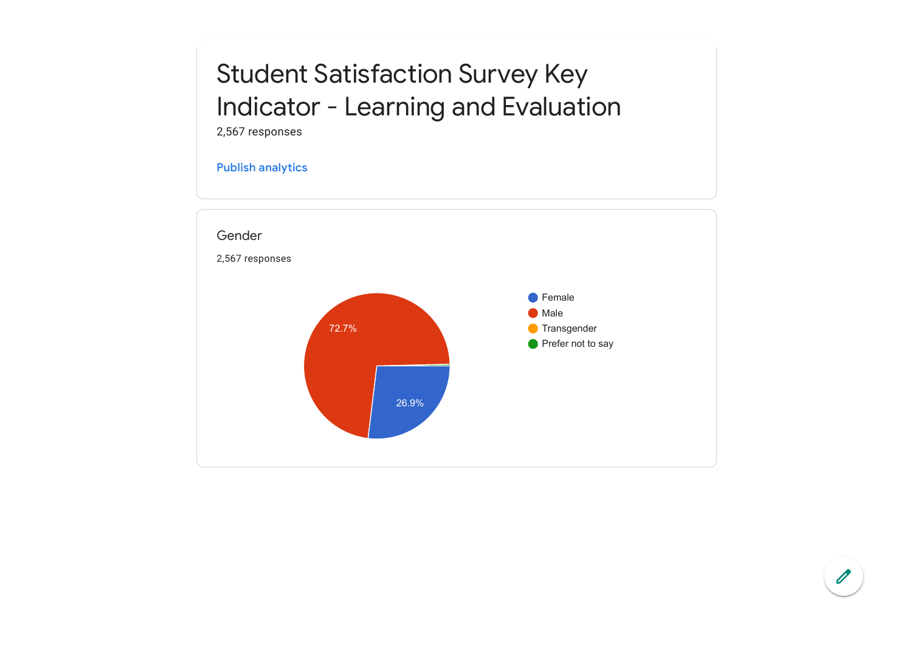# Student Satisfaction Survey Key Indicator - Learning and Evaluation

2,567 responses

Publish analytics

## Gender

2,567 responses

72.7%

26.9%

Female

Male

Transgender

Prefer not to say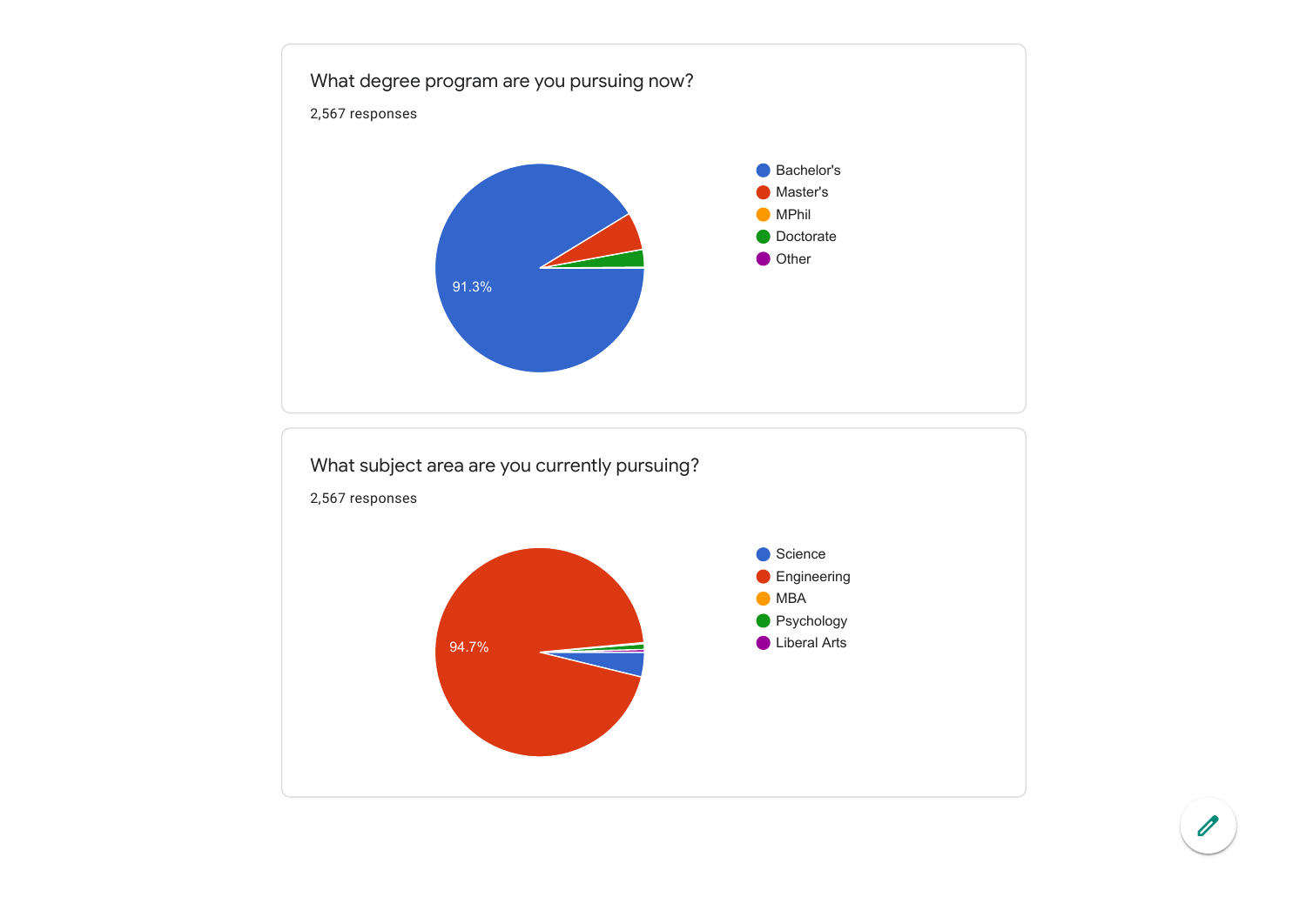What degree program are you pursuing now?

2,567 responses

91.3%

Bachelor's
Master's
MPhil
Doctorate
Other

What subject area are you currently pursuing?

2,567 responses

94.7%

Science
Engineering
MBA
Psychology
Liberal Arts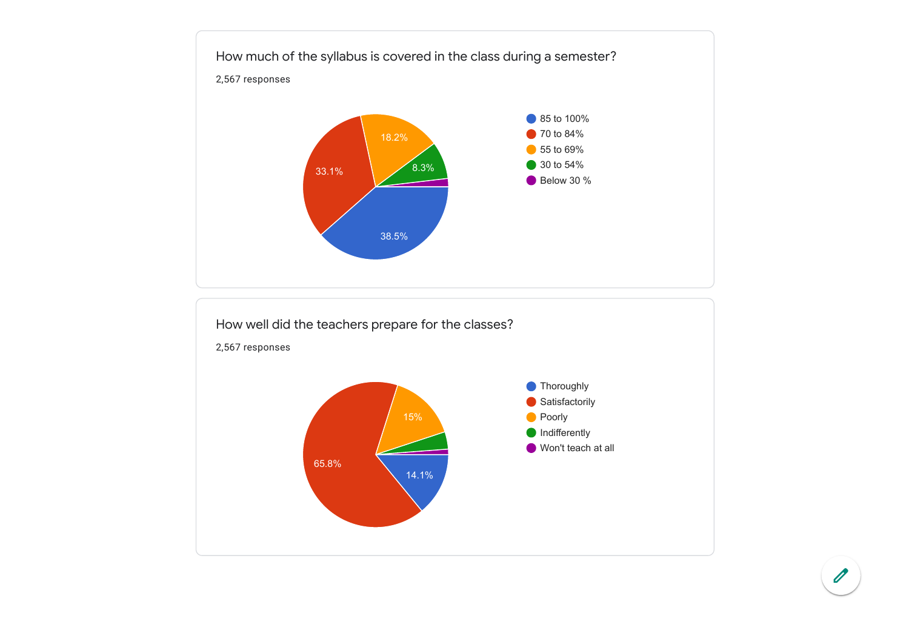How much of the syllabus is covered in the class during a semester?

2,567 responses

18.2%
8.3%
33.1%
38.5%

85 to 100%
70 to 84%
55 to 69%
30 to 54%
Below 30 %

How well did the teachers prepare for the classes?

2,567 responses

15%
65.8%
14.1%

Thoroughly
Satisfactorily
Poorly
Indifferently
Won't teach at all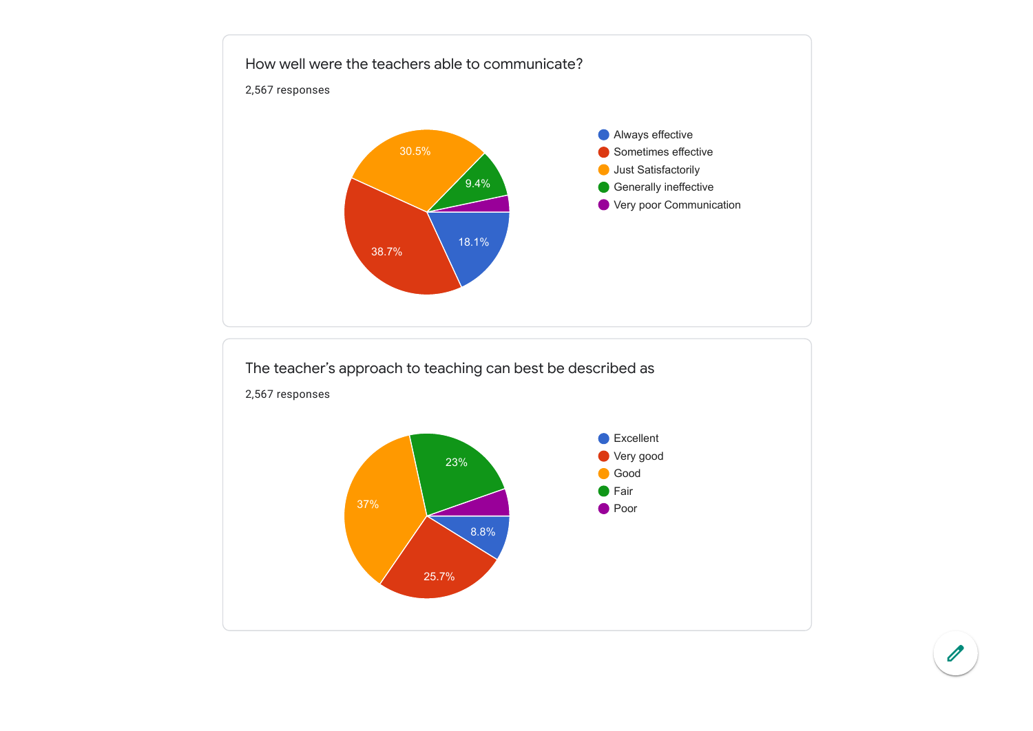How well were the teachers able to communicate?

2,567 responses

30.5%
9.4%
38.7%
18.1%

- Always effective
- Sometimes effective
- Just Satisfactorily
- Generally ineffective
- Very poor Communication

The teacher's approach to teaching can best be described as

2,567 responses

23%
37%
8.8%
25.7%

- Excellent
- Very good
- Good
- Fair
- Poor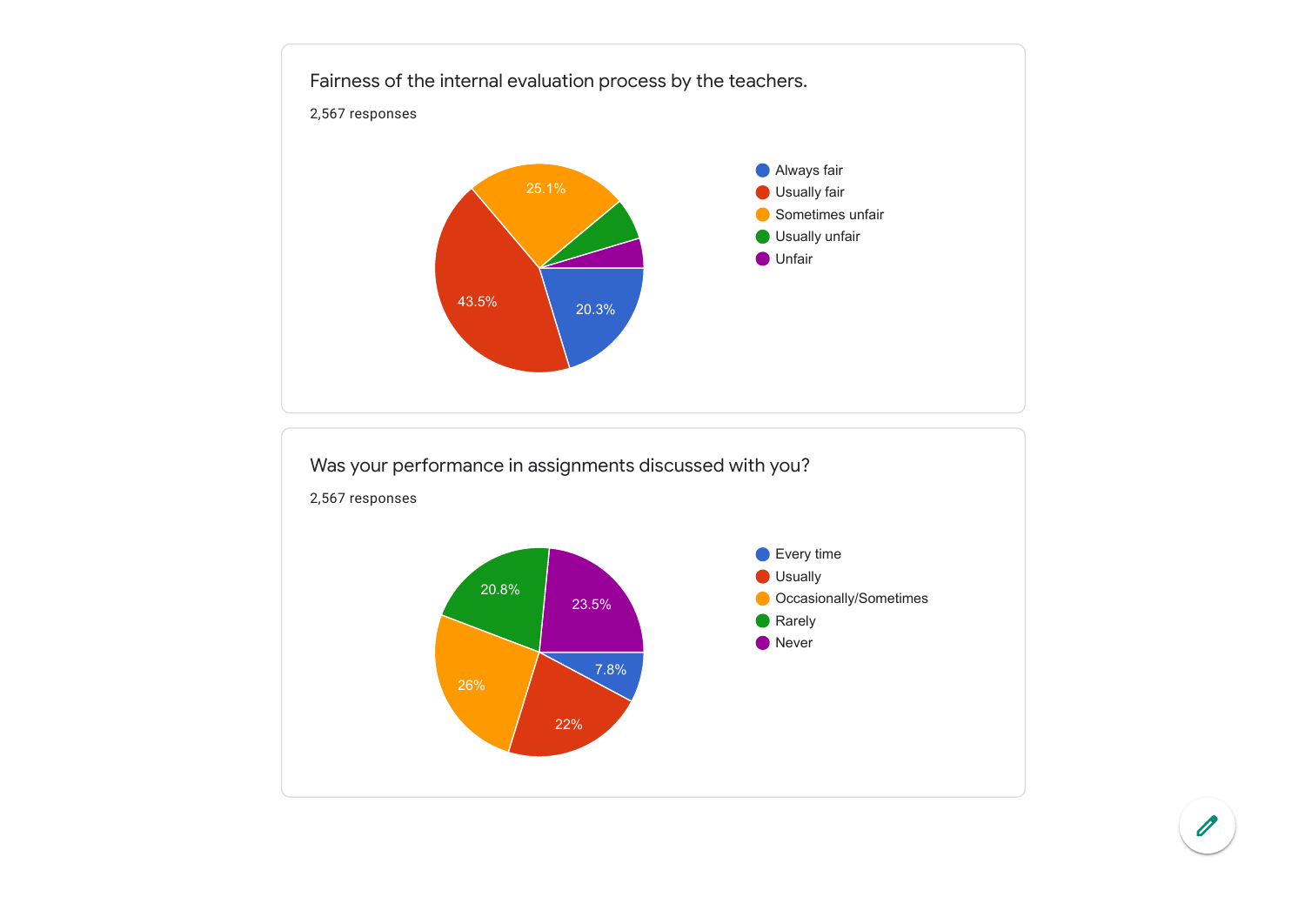Fairness of the internal evaluation process by the teachers.

2,567 responses

25.1%
43.5%
20.3%

Always fair
Usually fair
Sometimes unfair
Usually unfair
Unfair

Was your performance in assignments discussed with you?

2,567 responses

20.8%
23.5%
7.8%
26%
22%

Every time
Usually
Occasionally/Sometimes
Rarely
Never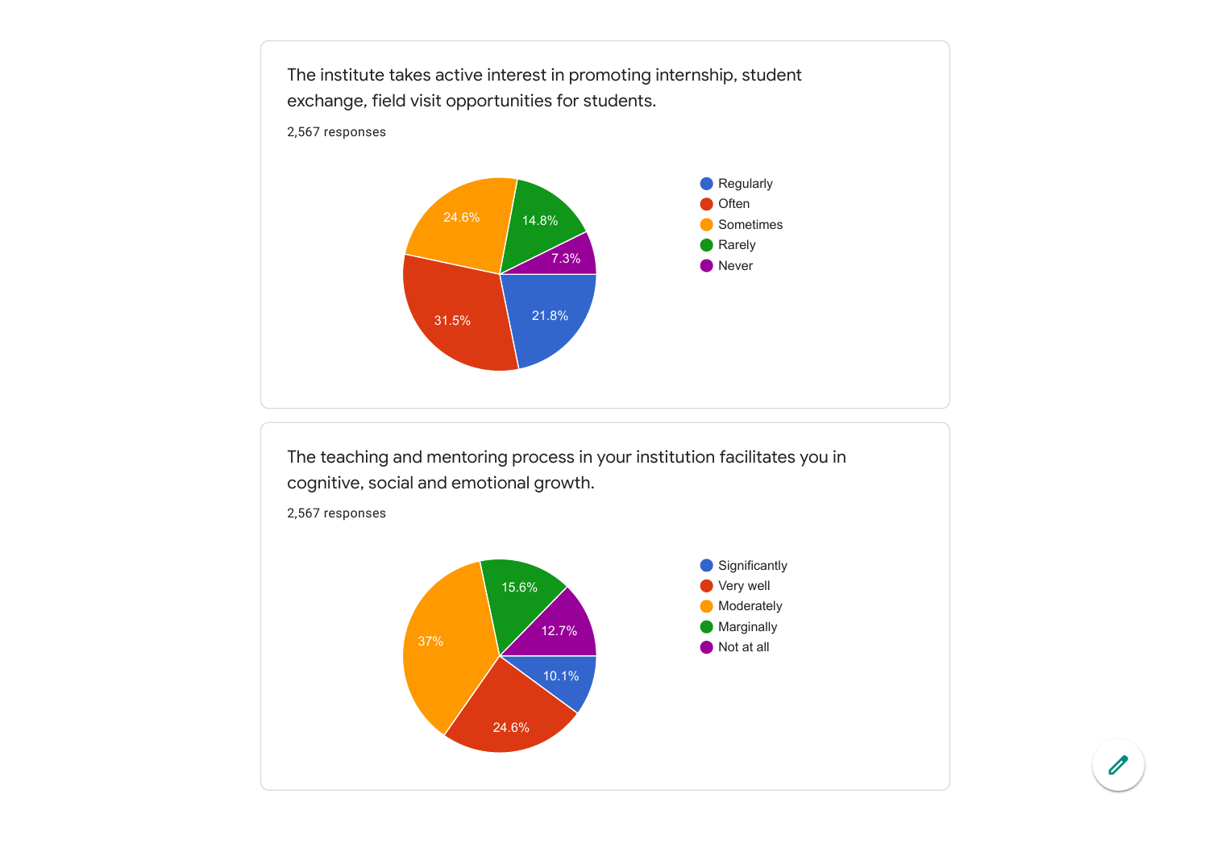The institute takes active interest in promoting internship, student exchange, field visit opportunities for students.

2,567 responses

Regularly
Often
Sometimes
Rarely
Never

24.6%
14.8%
7.3%
31.5%
21.8%

The teaching and mentoring process in your institution facilitates you in cognitive, social and emotional growth.

2,567 responses

Significantly
Very well
Moderately
Marginally
Not at all

15.6%
37%
12.7%
10.1%
24.6%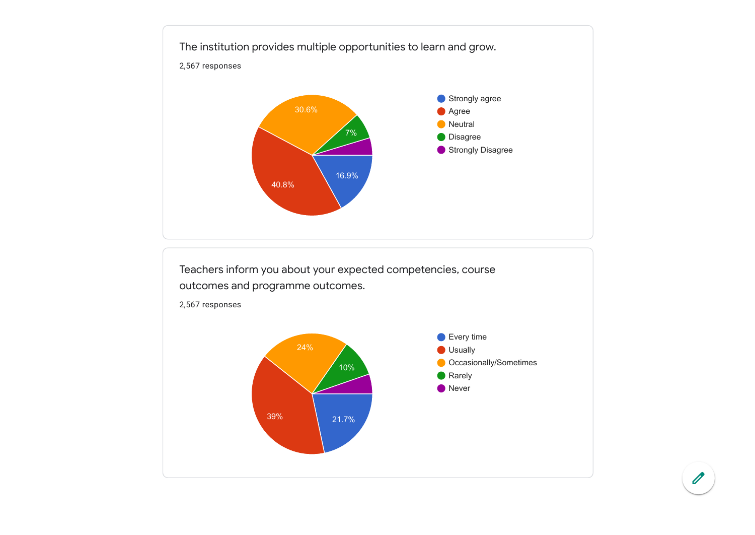The institution provides multiple opportunities to learn and grow.

2,567 responses

30.6%
7%
40.8%
16.9%

Strongly agree
Agree
Neutral
Disagree
Strongly Disagree

Teachers inform you about your expected competencies, course outcomes and programme outcomes.

2,567 responses

24%
10%
39%
21.7%

Every time
Usually
Occasionally/Sometimes
Rarely
Never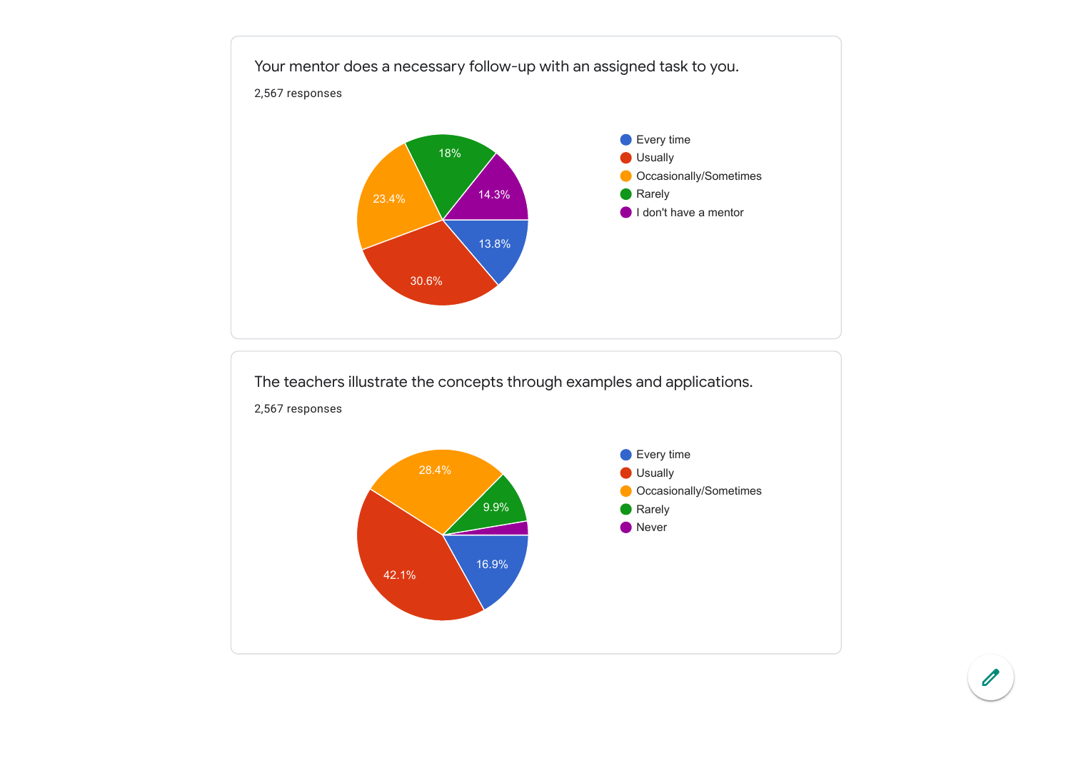Your mentor does a necessary follow-up with an assigned task to you.

2,567 responses

18%
14.3%
23.4%
13.8%
30.6%

Every time
Usually
Occasionally/Sometimes
Rarely
I don't have a mentor

The teachers illustrate the concepts through examples and applications.

2,567 responses

28.4%
9.9%
42.1%
16.9%

Every time
Usually
Occasionally/Sometimes
Rarely
Never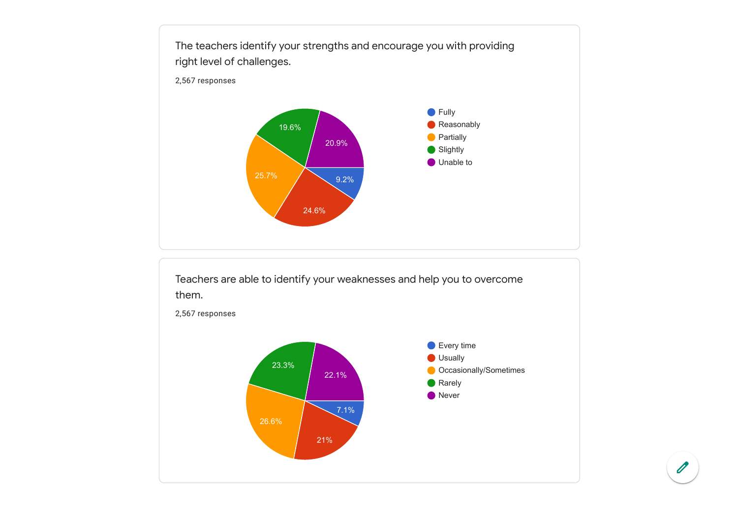The teachers identify your strengths and encourage you with providing right level of challenges.

2,567 responses

19.6%
20.9%
25.7%
9.2%
24.6%

Fully
Reasonably
Partially
Slightly
Unable to

Teachers are able to identify your weaknesses and help you to overcome them.

2,567 responses

23.3%
22.1%
26.6%
7.1%
21%

Every time
Usually
Occasionally/Sometimes
Rarely
Never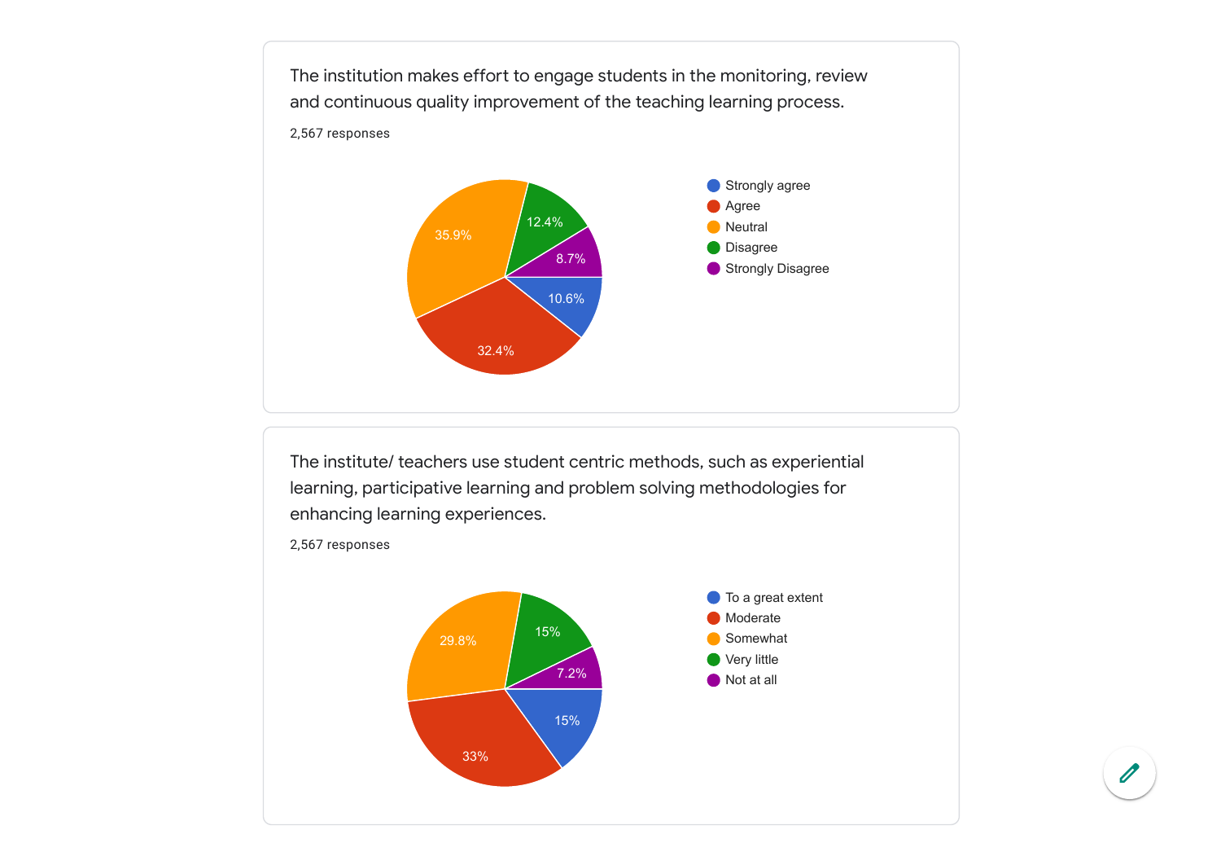The institution makes effort to engage students in the monitoring, review and continuous quality improvement of the teaching learning process.

2,567 responses

- Strongly agree
- Agree
- Neutral
- Disagree
- Strongly Disagree

35.9%
12.4%
8.7%
10.6%
32.4%

The institute/ teachers use student centric methods, such as experiential learning, participative learning and problem solving methodologies for enhancing learning experiences.

2,567 responses

- To a great extent
- Moderate
- Somewhat
- Very little
- Not at all

29.8%
15%
7.2%
15%
33%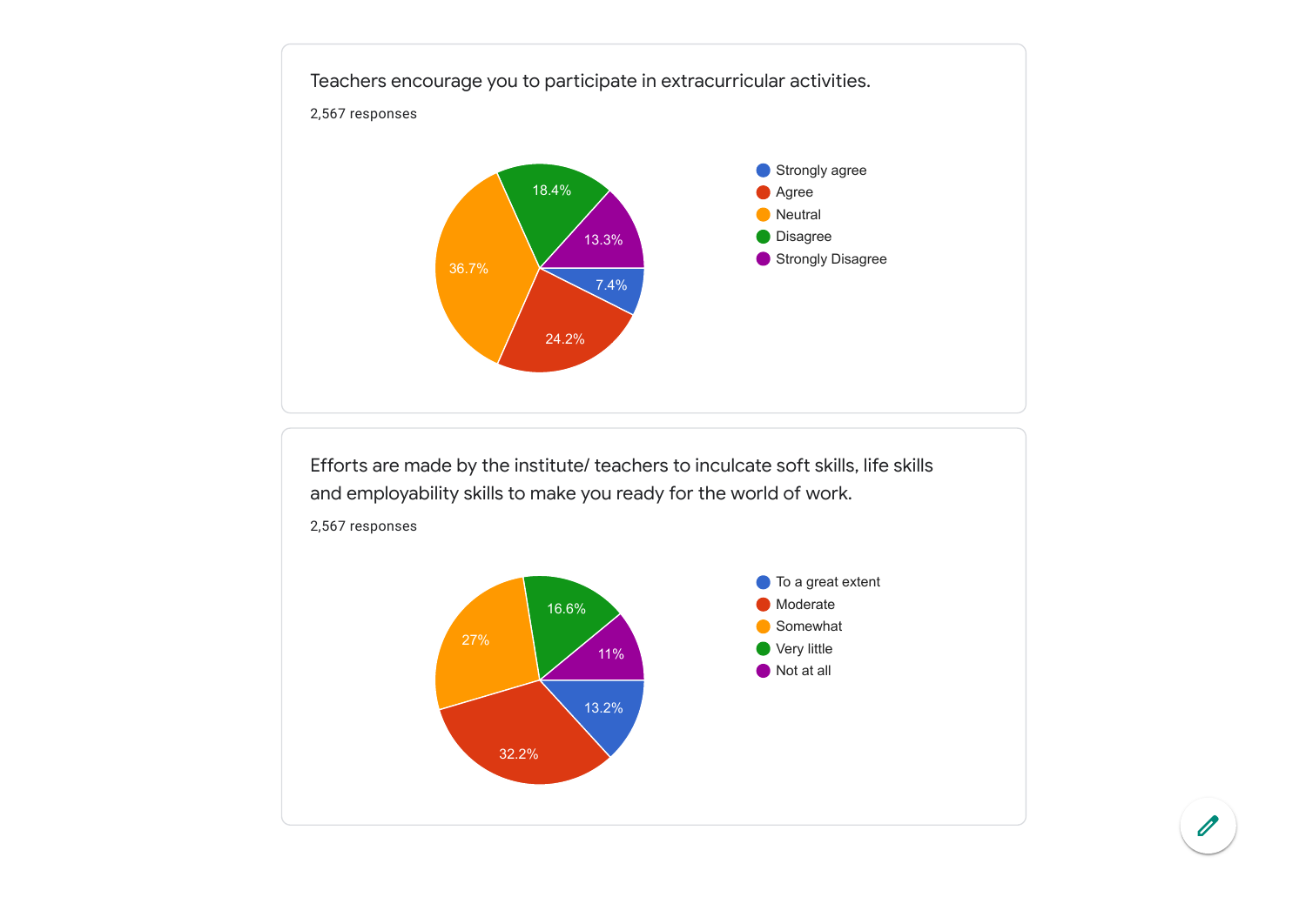Teachers encourage you to participate in extracurricular activities.

2,567 responses

18.4%
13.3%
36.7%
7.4%
24.2%

Strongly agree
Agree
Neutral
Disagree
Strongly Disagree

Efforts are made by the institute/ teachers to inculcate soft skills, life skills and employability skills to make you ready for the world of work.

2,567 responses

16.6%
27%
11%
13.2%
32.2%

To a great extent
Moderate
Somewhat
Very little
Not at all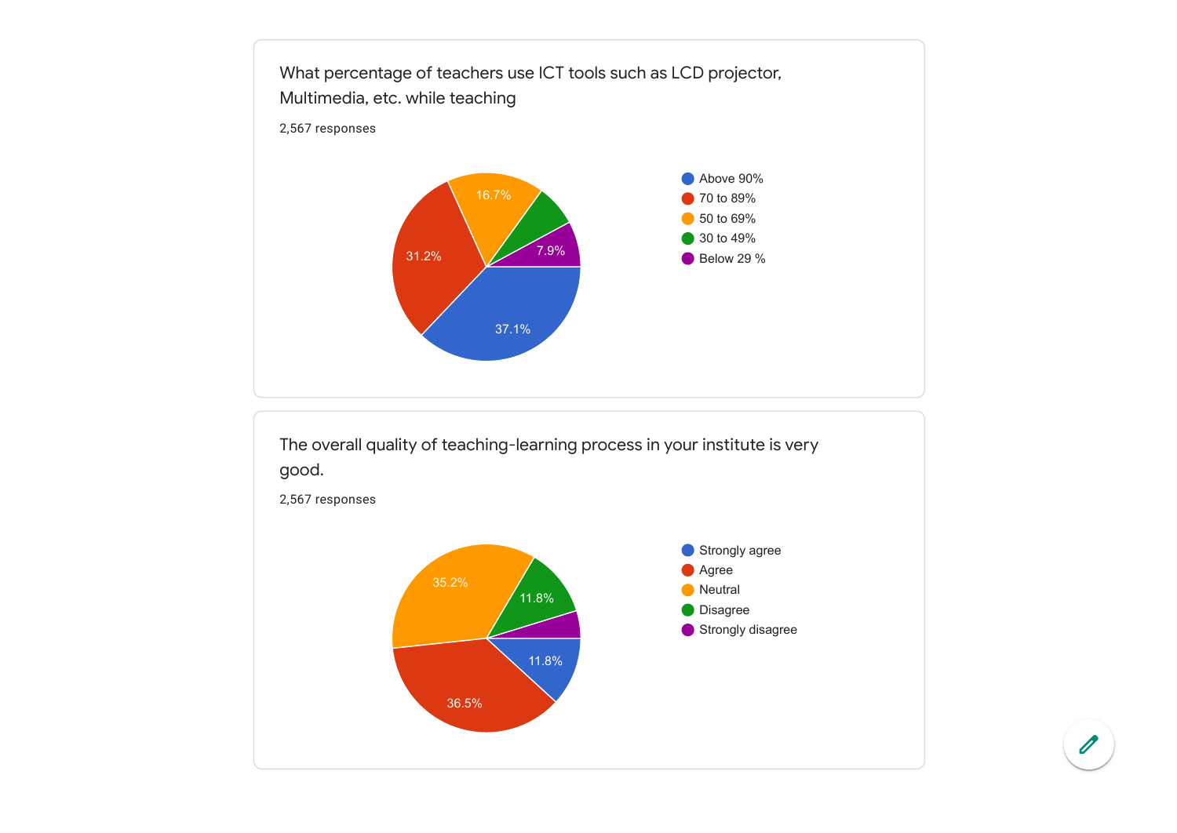What percentage of teachers use ICT tools such as LCD projector, Multimedia, etc. while teaching

2,567 responses

16.7%
31.2%
7.9%
37.1%

Above 90%
70 to 89%
50 to 69%
30 to 49%
Below 29 %

The overall quality of teaching-learning process in your institute is very good.

2,567 responses

35.2%
11.8%
11.8%
36.5%

Strongly agree
Agree
Neutral
Disagree
Strongly disagree